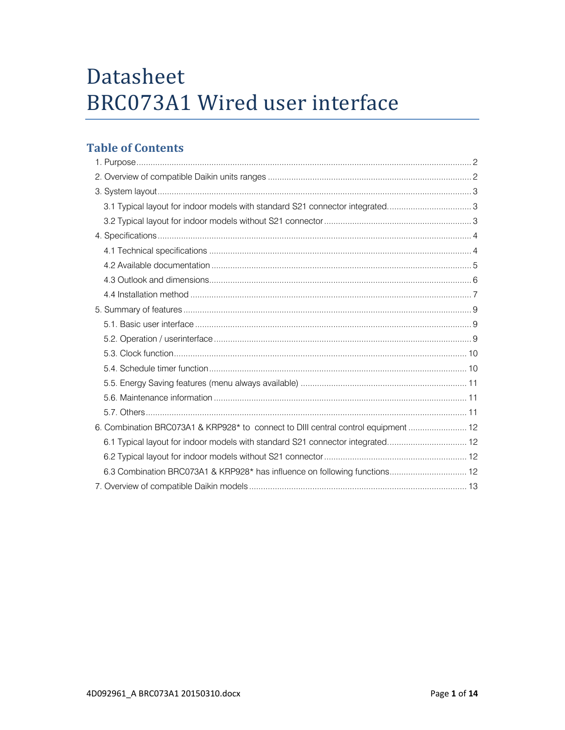# Datasheet
# BRC073A1 Wired user interface

## Table of Contents

1. Purpose ... 2
2. Overview of compatible Daikin units ranges ... 2
3. System layout ... 3
   - 3.1 Typical layout for indoor models with standard S21 connector integrated. ... 3
   - 3.2 Typical layout for indoor models without S21 connector ... 3
4. Specifications ... 4
   - 4.1 Technical specifications ... 4
   - 4.2 Available documentation ... 5
   - 4.3 Outlook and dimensions ... 6
   - 4.4 Installation method ... 7
5. Summary of features ... 9
   - 5.1. Basic user interface ... 9
   - 5.2. Operation / userinterface ... 9
   - 5.3. Clock function ... 10
   - 5.4. Schedule timer function ... 10
   - 5.5. Energy Saving features (menu always available) ... 11
   - 5.6. Maintenance information ... 11
   - 5.7. Others ... 11
6. Combination BRC073A1 & KRP928* to connect to DIII central control equipment ... 12
   - 6.1 Typical layout for indoor models with standard S21 connector integrated ... 12
   - 6.2 Typical layout for indoor models without S21 connector ... 12
   - 6.3 Combination BRC073A1 & KRP928* has influence on following functions ... 12
7. Overview of compatible Daikin models ... 13

4D092961_A BRC073A1 20150310.docx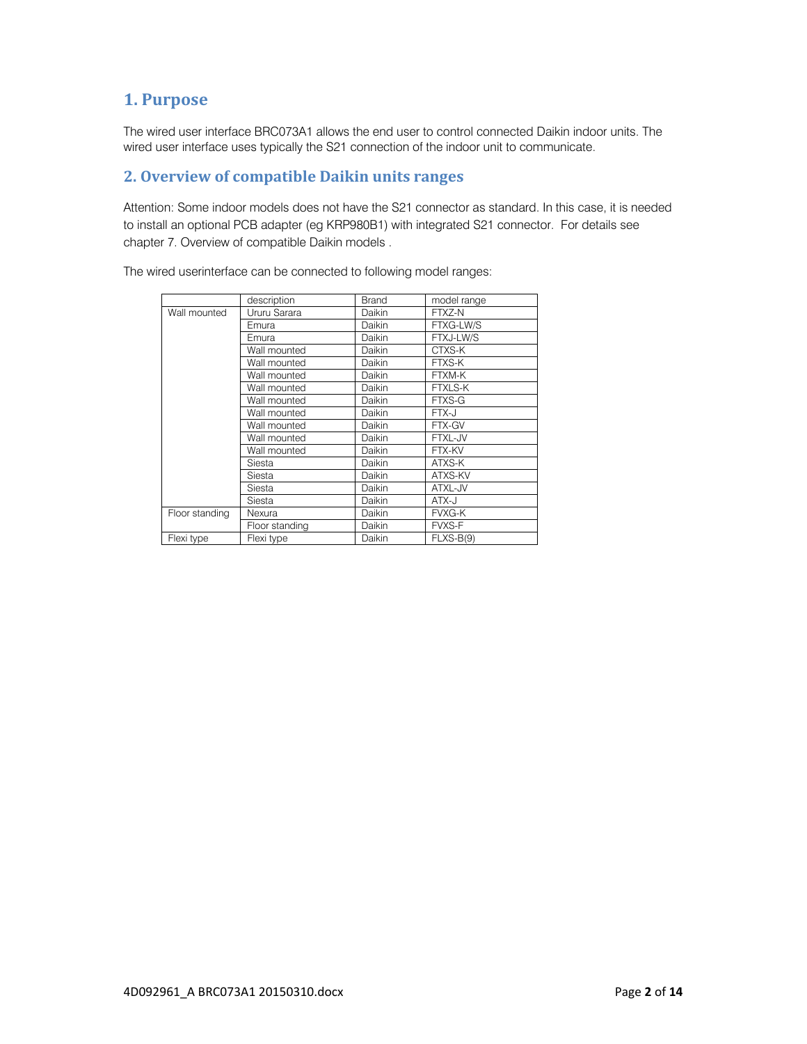## 1. Purpose

The wired user interface BRC073A1 allows the end user to control connected Daikin indoor units. The wired user interface uses typically the S21 connection of the indoor unit to communicate.

## 2. Overview of compatible Daikin units ranges

Attention: Some indoor models does not have the S21 connector as standard. In this case, it is needed to install an optional PCB adapter (eg KRP980B1) with integrated S21 connector. For details see chapter 7. Overview of compatible Daikin models .

The wired userinterface can be connected to following model ranges:

| | description | Brand | model range |
|---|---|---|---|
| Wall mounted | Ururu Sarara | Daikin | FTXZ-N |
| | Emura | Daikin | FTXG-LW/S |
| | Emura | Daikin | FTXJ-LW/S |
| | Wall mounted | Daikin | CTXS-K |
| | Wall mounted | Daikin | FTXS-K |
| | Wall mounted | Daikin | FTXM-K |
| | Wall mounted | Daikin | FTXLS-K |
| | Wall mounted | Daikin | FTXS-G |
| | Wall mounted | Daikin | FTX-J |
| | Wall mounted | Daikin | FTX-GV |
| | Wall mounted | Daikin | FTXL-JV |
| | Wall mounted | Daikin | FTX-KV |
| | Siesta | Daikin | ATXS-K |
| | Siesta | Daikin | ATXS-KV |
| | Siesta | Daikin | ATXL-JV |
| | Siesta | Daikin | ATX-J |
| Floor standing | Nexura | Daikin | FVXG-K |
| | Floor standing | Daikin | FVXS-F |
| Flexi type | Flexi type | Daikin | FLXS-B(9) |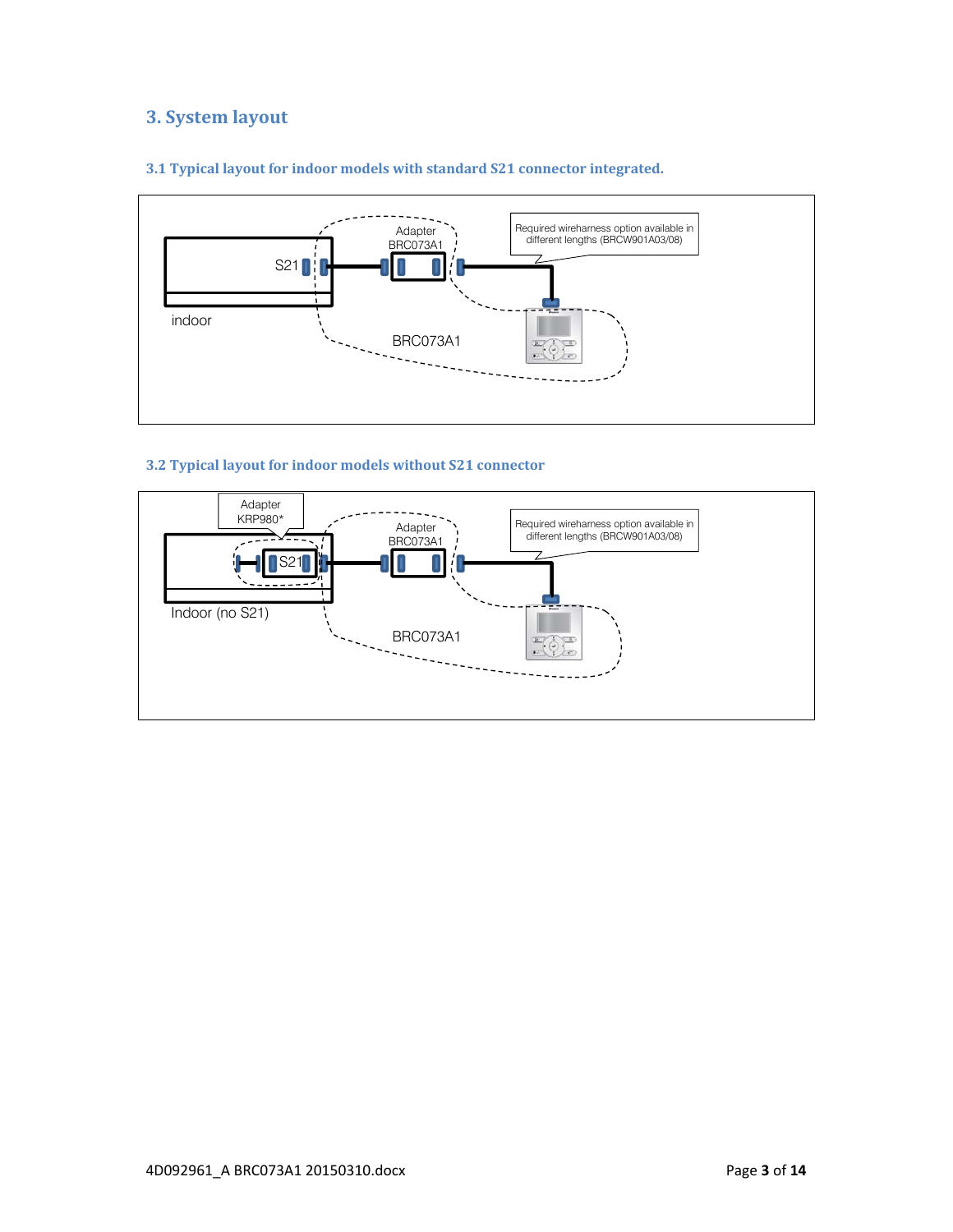# 3. System layout

## 3.1 Typical layout for indoor models with standard S21 connector integrated.

Adapter BRC073A1

Required wireharness option available in different lengths (BRCW901A03/08)

S21

indoor

BRC073A1

## 3.2 Typical layout for indoor models without S21 connector

Adapter KRP980*

Adapter BRC073A1

Required wireharness option available in different lengths (BRCW901A03/08)

S21

Indoor (no S21)

BRC073A1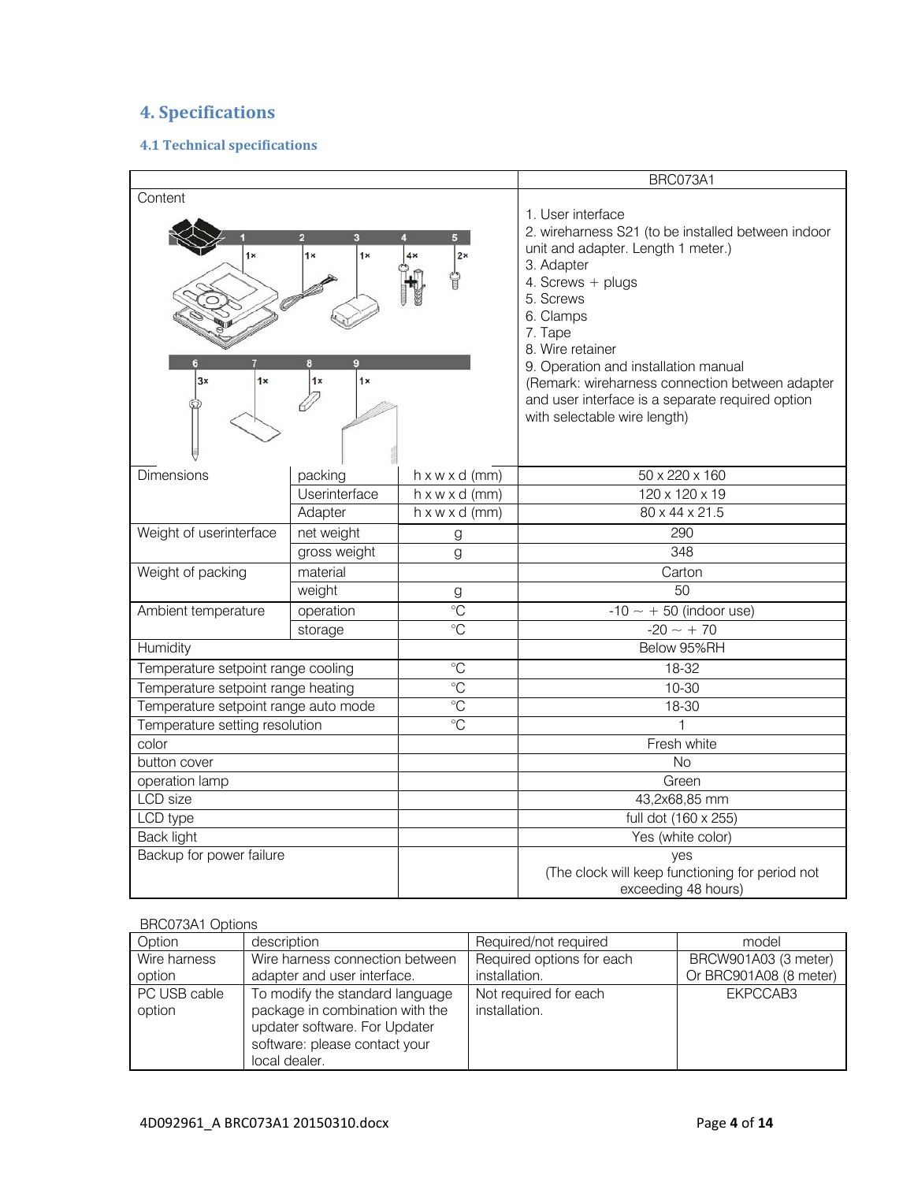## 4. Specifications

### 4.1 Technical specifications

| | | | BRC073A1 |
|---|---|---|---|
| Content | | | 1. User interface<br>2. wireharness S21 (to be installed between indoor unit and adapter. Length 1 meter.)<br>3. Adapter<br>4. Screws + plugs<br>5. Screws<br>6. Clamps<br>7. Tape<br>8. Wire retainer<br>9. Operation and installation manual<br>(Remark: wireharness connection between adapter and user interface is a separate required option with selectable wire length) |
| Dimensions | packing | h x w x d (mm) | 50 x 220 x 160 |
| | Userinterface | h x w x d (mm) | 120 x 120 x 19 |
| | Adapter | h x w x d (mm) | 80 x 44 x 21.5 |
| Weight of userinterface | net weight | g | 290 |
| | gross weight | g | 348 |
| Weight of packing | material | | Carton |
| | weight | g | 50 |
| Ambient temperature | operation | °C | -10 ~ + 50 (indoor use) |
| | storage | °C | -20 ~ + 70 |
| Humidity | | | Below 95%RH |
| Temperature setpoint range cooling | | °C | 18-32 |
| Temperature setpoint range heating | | °C | 10-30 |
| Temperature setpoint range auto mode | | °C | 18-30 |
| Temperature setting resolution | | °C | 1 |
| color | | | Fresh white |
| button cover | | | No |
| operation lamp | | | Green |
| LCD size | | | 43,2x68,85 mm |
| LCD type | | | full dot (160 x 255) |
| Back light | | | Yes (white color) |
| Backup for power failure | | | yes<br>(The clock will keep functioning for period not exceeding 48 hours) |

BRC073A1 Options

| Option | description | Required/not required | model |
|---|---|---|---|
| Wire harness option | Wire harness connection between adapter and user interface. | Required options for each installation. | BRCW901A03 (3 meter)<br>Or BRC901A08 (8 meter) |
| PC USB cable option | To modify the standard language package in combination with the updater software. For Updater software: please contact your local dealer. | Not required for each installation. | EKPCCAB3 |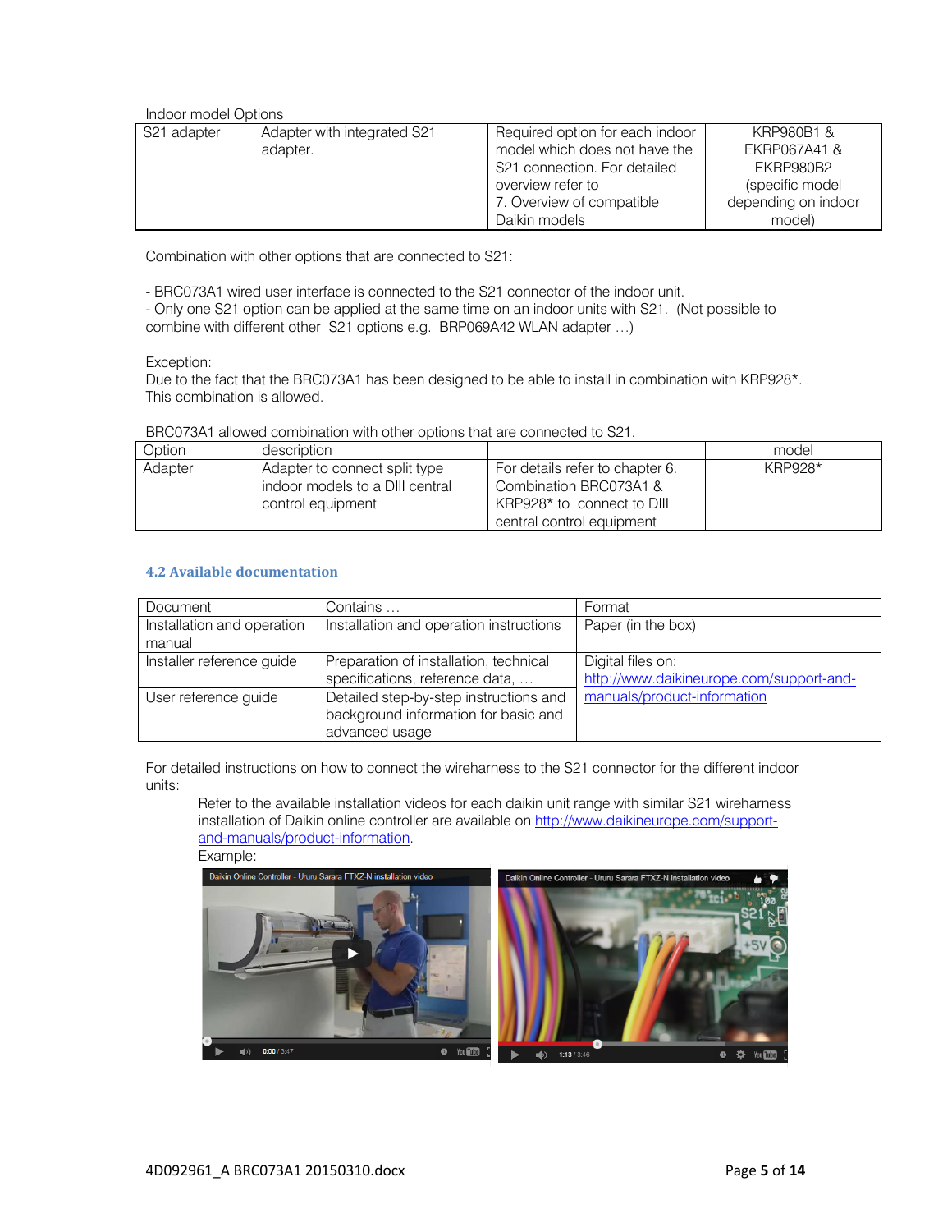Indoor model Options

| S21 adapter | Adapter with integrated S21 adapter. | Required option for each indoor model which does not have the S21 connection. For detailed overview refer to 7. Overview of compatible Daikin models | KRP980B1 & EKRP067A41 & EKRP980B2 (specific model depending on indoor model) |
|---|---|---|---|

<u>Combination with other options that are connected to S21:</u>

- BRC073A1 wired user interface is connected to the S21 connector of the indoor unit.
- Only one S21 option can be applied at the same time on an indoor units with S21. (Not possible to combine with different other S21 options e.g. BRP069A42 WLAN adapter …)

Exception:
Due to the fact that the BRC073A1 has been designed to be able to install in combination with KRP928*. This combination is allowed.

BRC073A1 allowed combination with other options that are connected to S21.

| Option | description | | model |
|---|---|---|---|
| Adapter | Adapter to connect split type indoor models to a DIII central control equipment | For details refer to chapter 6. Combination BRC073A1 & KRP928* to connect to DIII central control equipment | KRP928* |

### 4.2 Available documentation

| Document | Contains … | Format |
|---|---|---|
| Installation and operation manual | Installation and operation instructions | Paper (in the box) |
| Installer reference guide | Preparation of installation, technical specifications, reference data, … | Digital files on: http://www.daikineurope.com/support-and-manuals/product-information |
| User reference guide | Detailed step-by-step instructions and background information for basic and advanced usage | |

For detailed instructions on <u>how to connect the wireharness to the S21 connector</u> for the different indoor units:

> Refer to the available installation videos for each daikin unit range with similar S21 wireharness installation of Daikin online controller are available on http://www.daikineurope.com/support-and-manuals/product-information.
>
> Example: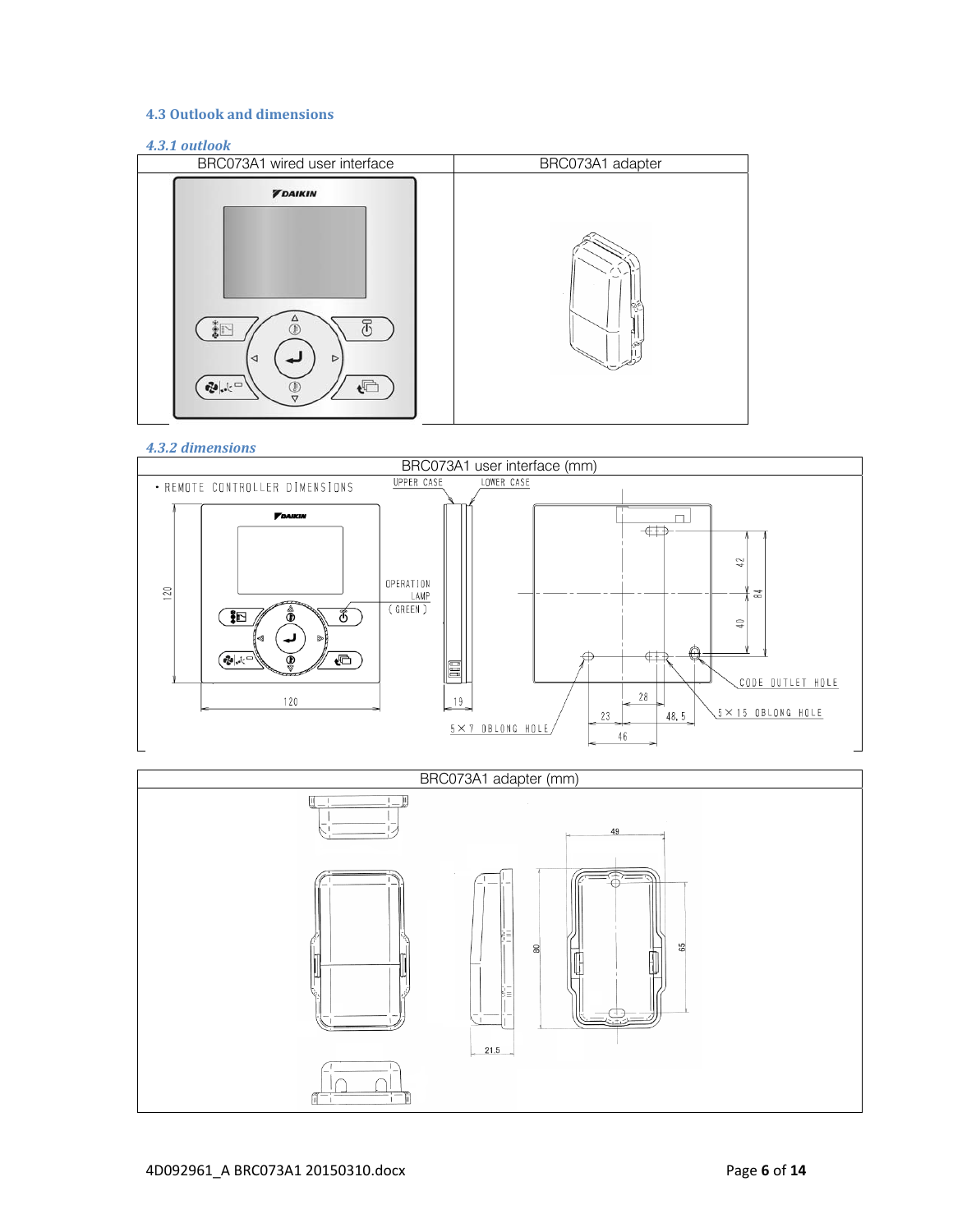### 4.3 Outlook and dimensions

#### *4.3.1 outlook*

| BRC073A1 wired user interface | BRC073A1 adapter |
| --- | --- |
| | |

#### *4.3.2 dimensions*

BRC073A1 user interface (mm)

• REMOTE CONTROLLER DIMENSIONS

UPPER CASE

LOWER CASE

OPERATION LAMP (GREEN)

120

120

19

42

40

84

28

23

48.5

46

CODE OUTLET HOLE

5×15 OBLONG HOLE

5×7 OBLONG HOLE

BRC073A1 adapter (mm)

49

80

65

21.5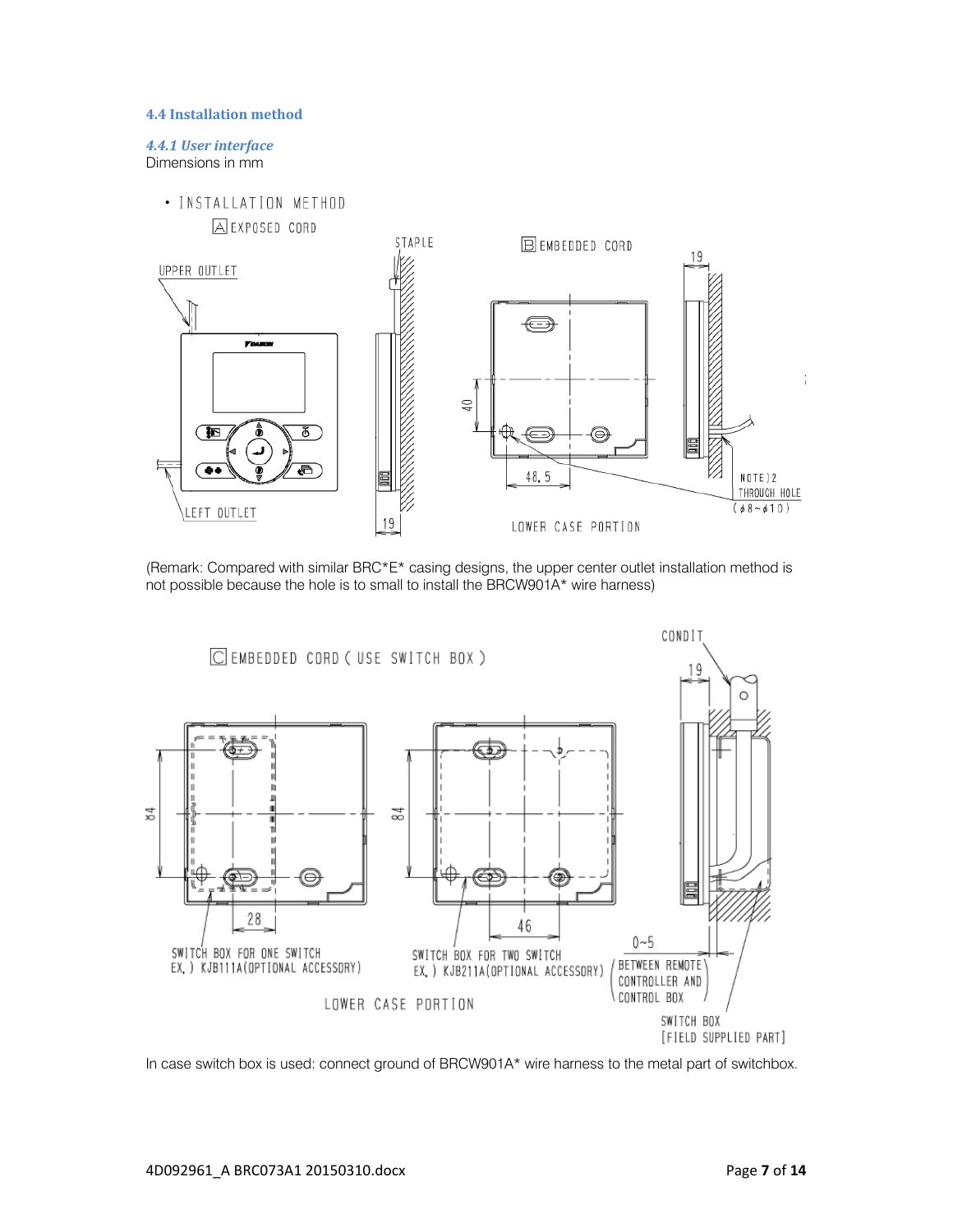### 4.4 Installation method

#### *4.4.1 User interface*

Dimensions in mm

(Remark: Compared with similar BRC*E* casing designs, the upper center outlet installation method is not possible because the hole is to small to install the BRCW901A* wire harness)

In case switch box is used: connect ground of BRCW901A* wire harness to the metal part of switchbox.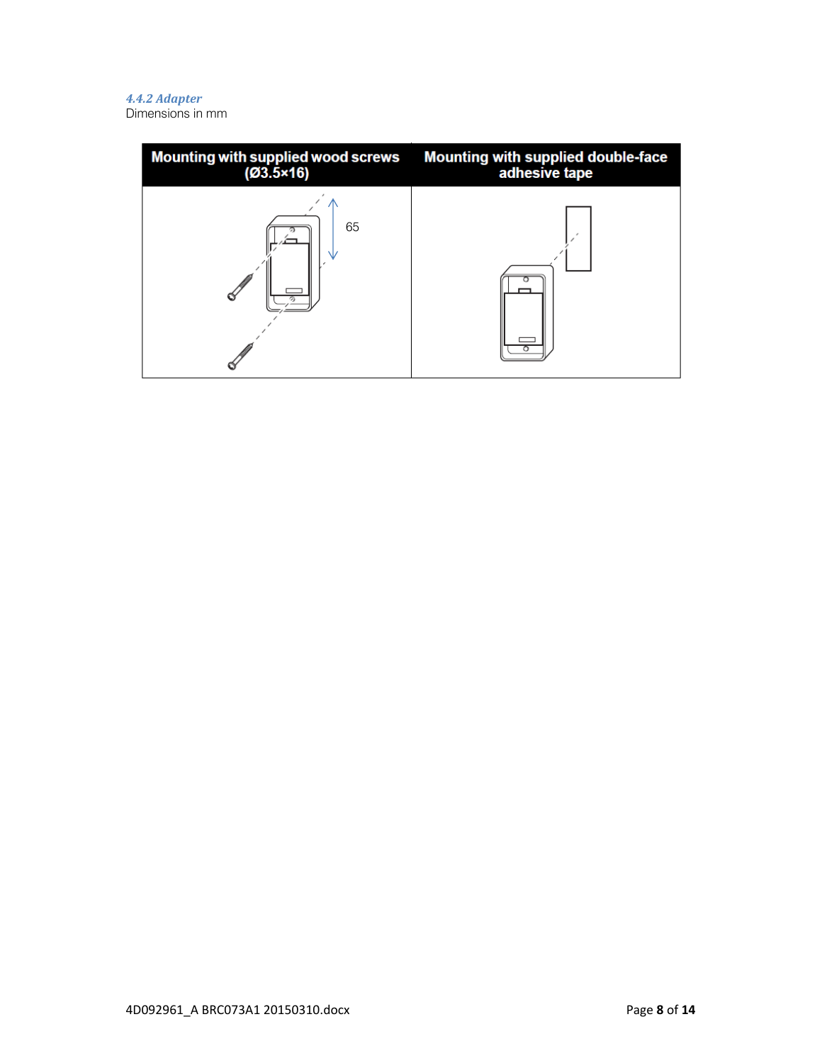#### 4.4.2 Adapter

Dimensions in mm

| Mounting with supplied wood screws (Ø3.5×16) | Mounting with supplied double-face adhesive tape |
|---|---|
| 65 | |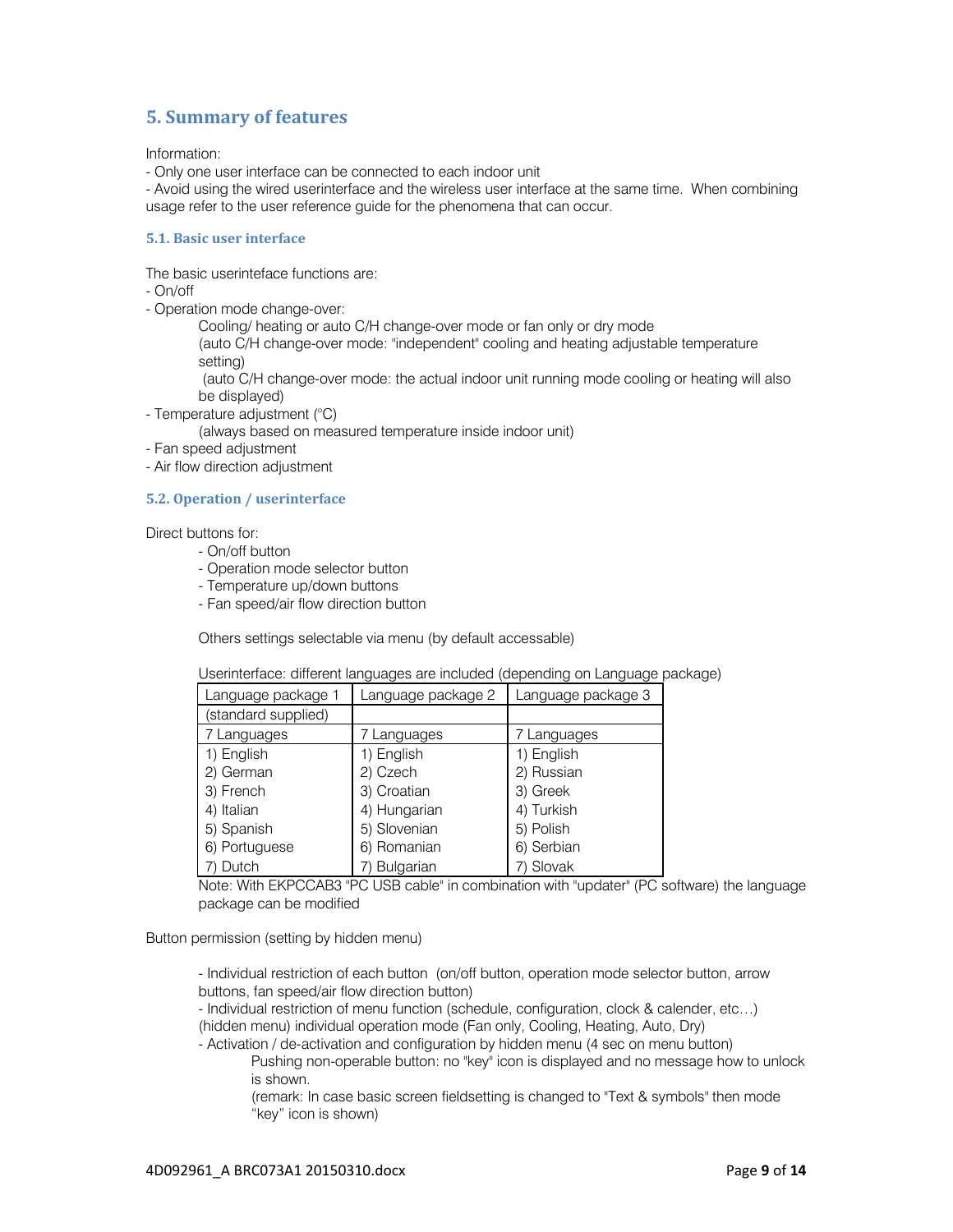## 5. Summary of features

Information:

- Only one user interface can be connected to each indoor unit
- Avoid using the wired userinterface and the wireless user interface at the same time. When combining usage refer to the user reference guide for the phenomena that can occur.

### 5.1. Basic user interface

The basic userinteface functions are:

- On/off
- Operation mode change-over:
  Cooling/ heating or auto C/H change-over mode or fan only or dry mode
  (auto C/H change-over mode: "independent" cooling and heating adjustable temperature setting)
  (auto C/H change-over mode: the actual indoor unit running mode cooling or heating will also be displayed)
- Temperature adjustment (°C)
  (always based on measured temperature inside indoor unit)
- Fan speed adjustment
- Air flow direction adjustment

### 5.2. Operation / userinterface

Direct buttons for:

- On/off button
- Operation mode selector button
- Temperature up/down buttons
- Fan speed/air flow direction button

Others settings selectable via menu (by default accessable)

Userinterface: different languages are included (depending on Language package)

| Language package 1 | Language package 2 | Language package 3 |
|---|---|---|
| (standard supplied) | | |
| 7 Languages | 7 Languages | 7 Languages |
| 1) English<br>2) German<br>3) French<br>4) Italian<br>5) Spanish<br>6) Portuguese<br>7) Dutch | 1) English<br>2) Czech<br>3) Croatian<br>4) Hungarian<br>5) Slovenian<br>6) Romanian<br>7) Bulgarian | 1) English<br>2) Russian<br>3) Greek<br>4) Turkish<br>5) Polish<br>6) Serbian<br>7) Slovak |

Note: With EKPCCAB3 "PC USB cable" in combination with "updater" (PC software) the language package can be modified

Button permission (setting by hidden menu)

- Individual restriction of each button (on/off button, operation mode selector button, arrow buttons, fan speed/air flow direction button)
- Individual restriction of menu function (schedule, configuration, clock & calender, etc…) (hidden menu) individual operation mode (Fan only, Cooling, Heating, Auto, Dry)
- Activation / de-activation and configuration by hidden menu (4 sec on menu button)
  Pushing non-operable button: no "key" icon is displayed and no message how to unlock is shown.
  (remark: In case basic screen fieldsetting is changed to "Text & symbols" then mode "key" icon is shown)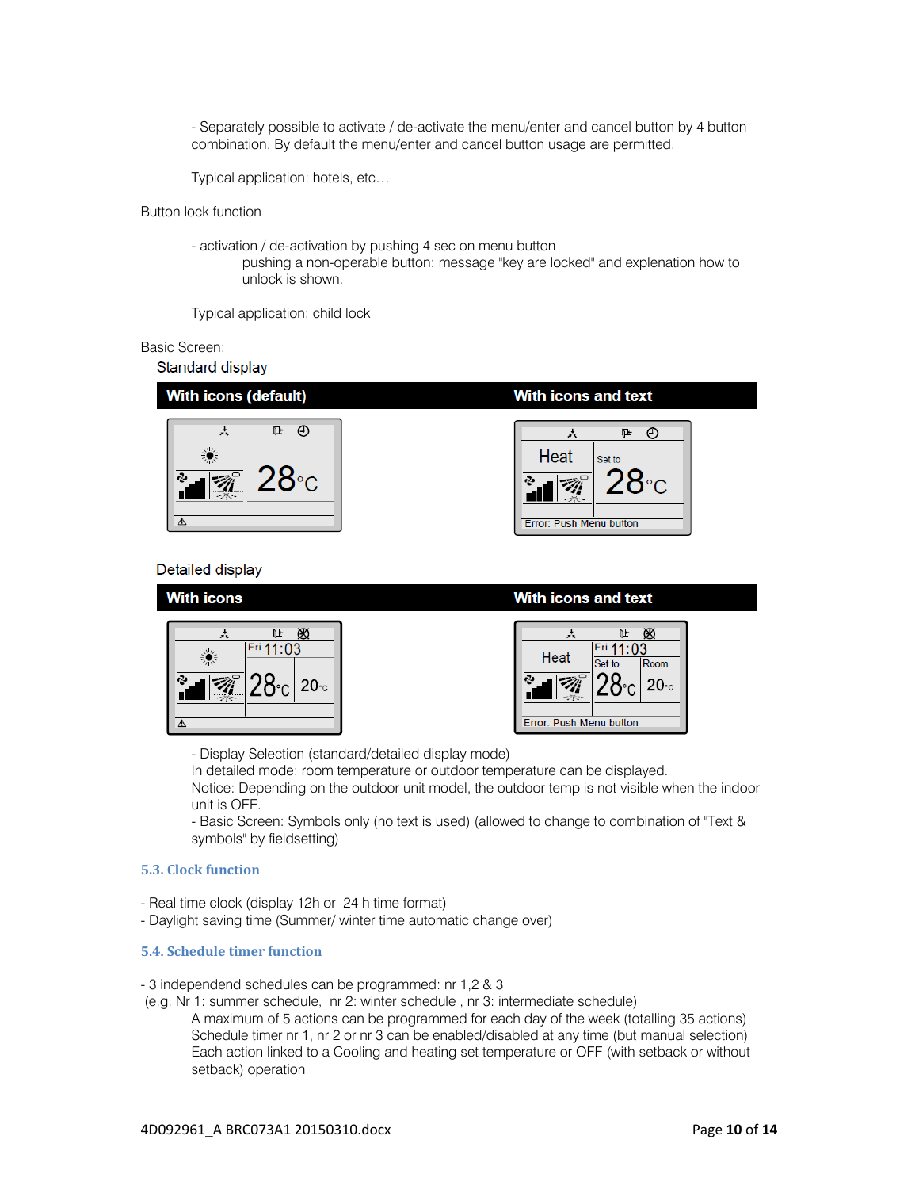- Separately possible to activate / de-activate the menu/enter and cancel button by 4 button combination. By default the menu/enter and cancel button usage are permitted.

Typical application: hotels, etc…

Button lock function

- activation / de-activation by pushing 4 sec on menu button
  pushing a non-operable button: message "key are locked" and explenation how to unlock is shown.

Typical application: child lock

Basic Screen:

Standard display

| With icons (default) | With icons and text |
| --- | --- |
| 28°C | Heat / Set to 28°C / Error: Push Menu button |

Detailed display

| With icons | With icons and text |
| --- | --- |
| Fri 11:03 / 28°C 20°C | Heat / Fri 11:03 / Set to 28°C / Room 20°C / Error: Push Menu button |

- Display Selection (standard/detailed display mode)
In detailed mode: room temperature or outdoor temperature can be displayed.
Notice: Depending on the outdoor unit model, the outdoor temp is not visible when the indoor unit is OFF.
- Basic Screen: Symbols only (no text is used) (allowed to change to combination of "Text & symbols" by fieldsetting)

### 5.3. Clock function

- Real time clock (display 12h or 24 h time format)
- Daylight saving time (Summer/ winter time automatic change over)

### 5.4. Schedule timer function

- 3 independend schedules can be programmed: nr 1,2 & 3
 (e.g. Nr 1: summer schedule, nr 2: winter schedule , nr 3: intermediate schedule)
  A maximum of 5 actions can be programmed for each day of the week (totalling 35 actions)
  Schedule timer nr 1, nr 2 or nr 3 can be enabled/disabled at any time (but manual selection)
  Each action linked to a Cooling and heating set temperature or OFF (with setback or without setback) operation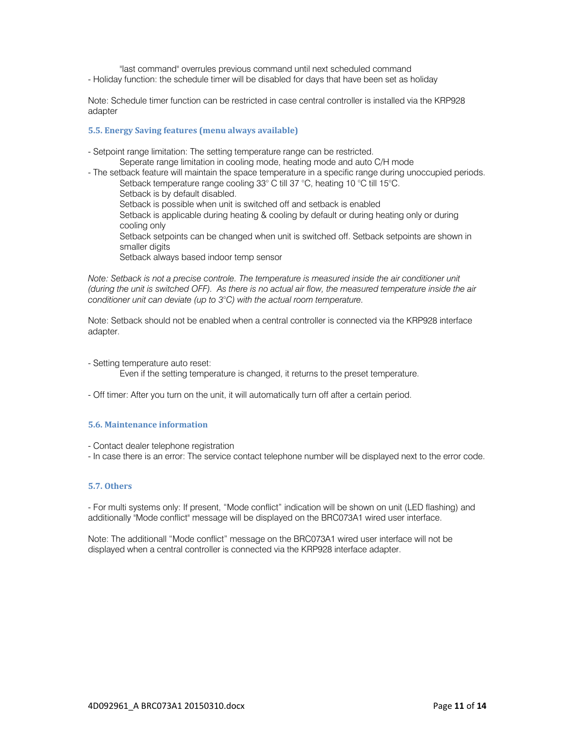"last command" overrules previous command until next scheduled command

- Holiday function: the schedule timer will be disabled for days that have been set as holiday

Note: Schedule timer function can be restricted in case central controller is installed via the KRP928 adapter

### 5.5. Energy Saving features (menu always available)

- Setpoint range limitation: The setting temperature range can be restricted.
  Seperate range limitation in cooling mode, heating mode and auto C/H mode
- The setback feature will maintain the space temperature in a specific range during unoccupied periods.
  Setback temperature range cooling 33° C till 37 °C, heating 10 °C till 15°C.
  Setback is by default disabled.
  Setback is possible when unit is switched off and setback is enabled
  Setback is applicable during heating & cooling by default or during heating only or during cooling only
  Setback setpoints can be changed when unit is switched off. Setback setpoints are shown in smaller digits
  Setback always based indoor temp sensor

*Note: Setback is not a precise controle. The temperature is measured inside the air conditioner unit (during the unit is switched OFF). As there is no actual air flow, the measured temperature inside the air conditioner unit can deviate (up to 3°C) with the actual room temperature.*

Note: Setback should not be enabled when a central controller is connected via the KRP928 interface adapter.

- Setting temperature auto reset:
  Even if the setting temperature is changed, it returns to the preset temperature.

- Off timer: After you turn on the unit, it will automatically turn off after a certain period.

### 5.6. Maintenance information

- Contact dealer telephone registration
- In case there is an error: The service contact telephone number will be displayed next to the error code.

### 5.7. Others

- For multi systems only: If present, "Mode conflict" indication will be shown on unit (LED flashing) and additionally "Mode conflict" message will be displayed on the BRC073A1 wired user interface.

Note: The additionall "Mode conflict" message on the BRC073A1 wired user interface will not be displayed when a central controller is connected via the KRP928 interface adapter.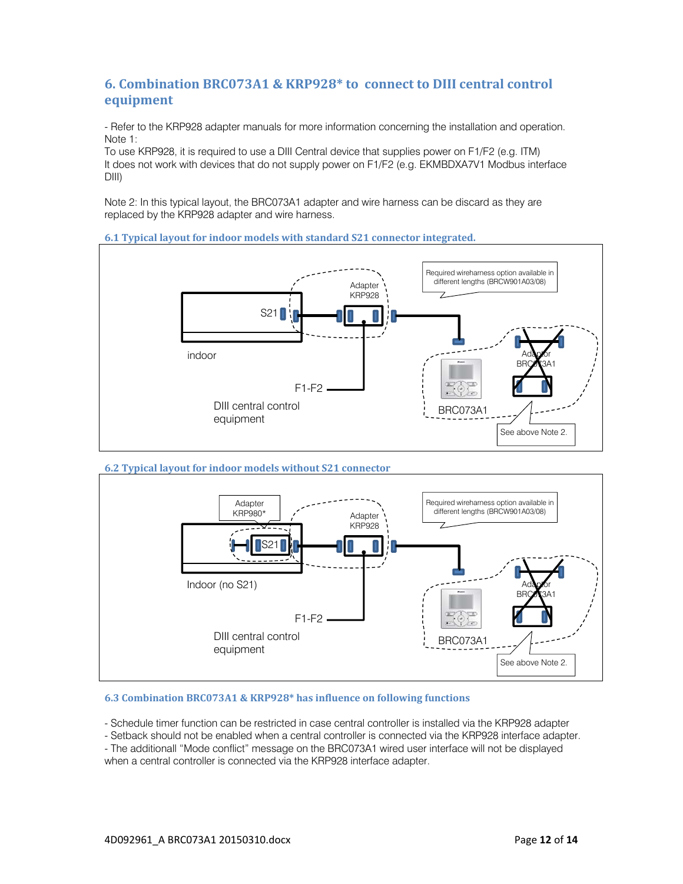## 6. Combination BRC073A1 & KRP928* to connect to DIII central control equipment

- Refer to the KRP928 adapter manuals for more information concerning the installation and operation.
Note 1:
To use KRP928, it is required to use a DIII Central device that supplies power on F1/F2 (e.g. ITM)
It does not work with devices that do not supply power on F1/F2 (e.g. EKMBDXA7V1 Modbus interface DIII)

Note 2: In this typical layout, the BRC073A1 adapter and wire harness can be discard as they are replaced by the KRP928 adapter and wire harness.

### 6.1 Typical layout for indoor models with standard S21 connector integrated.

indoor

S21

Adapter KRP928

Required wireharness option available in different lengths (BRCW901A03/08)

Adaptor BRC073A1

F1-F2

DIII central control equipment

BRC073A1

See above Note 2.

### 6.2 Typical layout for indoor models without S21 connector

Adapter KRP980*

S21

Indoor (no S21)

Adapter KRP928

Required wireharness option available in different lengths (BRCW901A03/08)

Adaptor BRC073A1

F1-F2

DIII central control equipment

BRC073A1

See above Note 2.

### 6.3 Combination BRC073A1 & KRP928* has influence on following functions

- Schedule timer function can be restricted in case central controller is installed via the KRP928 adapter
- Setback should not be enabled when a central controller is connected via the KRP928 interface adapter.
- The additionall “Mode conflict” message on the BRC073A1 wired user interface will not be displayed when a central controller is connected via the KRP928 interface adapter.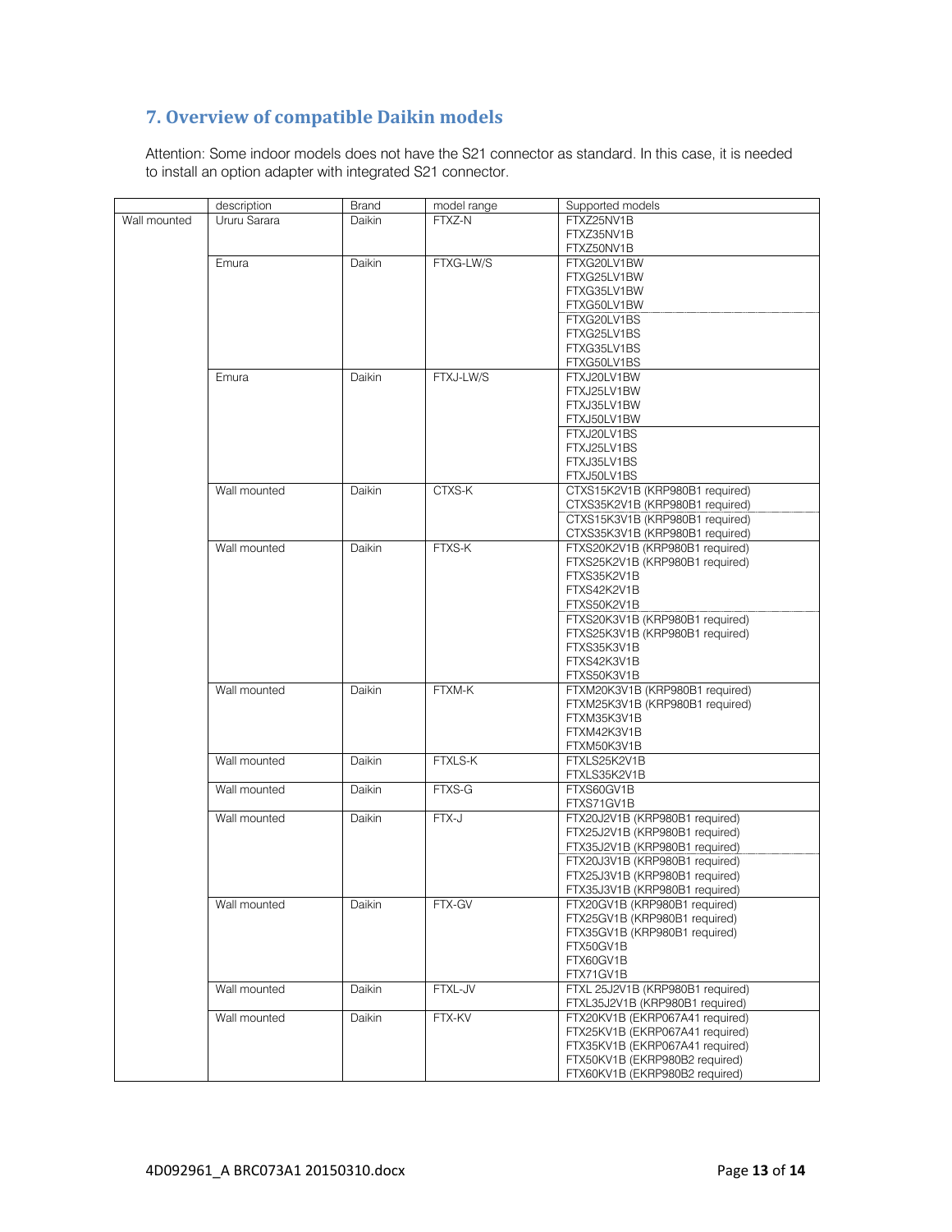## 7. Overview of compatible Daikin models

Attention: Some indoor models does not have the S21 connector as standard. In this case, it is needed to install an option adapter with integrated S21 connector.

| | description | Brand | model range | Supported models |
|---|---|---|---|---|
| Wall mounted | Ururu Sarara | Daikin | FTXZ-N | FTXZ25NV1B<br>FTXZ35NV1B<br>FTXZ50NV1B |
| | Emura | Daikin | FTXG-LW/S | FTXG20LV1BW<br>FTXG25LV1BW<br>FTXG35LV1BW<br>FTXG50LV1BW<br>FTXG20LV1BS<br>FTXG25LV1BS<br>FTXG35LV1BS<br>FTXG50LV1BS |
| | Emura | Daikin | FTXJ-LW/S | FTXJ20LV1BW<br>FTXJ25LV1BW<br>FTXJ35LV1BW<br>FTXJ50LV1BW<br>FTXJ20LV1BS<br>FTXJ25LV1BS<br>FTXJ35LV1BS<br>FTXJ50LV1BS |
| | Wall mounted | Daikin | CTXS-K | CTXS15K2V1B (KRP980B1 required)<br>CTXS35K2V1B (KRP980B1 required)<br>CTXS15K3V1B (KRP980B1 required)<br>CTXS35K3V1B (KRP980B1 required) |
| | Wall mounted | Daikin | FTXS-K | FTXS20K2V1B (KRP980B1 required)<br>FTXS25K2V1B (KRP980B1 required)<br>FTXS35K2V1B<br>FTXS42K2V1B<br>FTXS50K2V1B<br>FTXS20K3V1B (KRP980B1 required)<br>FTXS25K3V1B (KRP980B1 required)<br>FTXS35K3V1B<br>FTXS42K3V1B<br>FTXS50K3V1B |
| | Wall mounted | Daikin | FTXM-K | FTXM20K3V1B (KRP980B1 required)<br>FTXM25K3V1B (KRP980B1 required)<br>FTXM35K3V1B<br>FTXM42K3V1B<br>FTXM50K3V1B |
| | Wall mounted | Daikin | FTXLS-K | FTXLS25K2V1B<br>FTXLS35K2V1B |
| | Wall mounted | Daikin | FTXS-G | FTXS60GV1B<br>FTXS71GV1B |
| | Wall mounted | Daikin | FTX-J | FTX20J2V1B (KRP980B1 required)<br>FTX25J2V1B (KRP980B1 required)<br>FTX35J2V1B (KRP980B1 required)<br>FTX20J3V1B (KRP980B1 required)<br>FTX25J3V1B (KRP980B1 required)<br>FTX35J3V1B (KRP980B1 required) |
| | Wall mounted | Daikin | FTX-GV | FTX20GV1B (KRP980B1 required)<br>FTX25GV1B (KRP980B1 required)<br>FTX35GV1B (KRP980B1 required)<br>FTX50GV1B<br>FTX60GV1B<br>FTX71GV1B |
| | Wall mounted | Daikin | FTXL-JV | FTXL 25J2V1B (KRP980B1 required)<br>FTXL35J2V1B (KRP980B1 required) |
| | Wall mounted | Daikin | FTX-KV | FTX20KV1B (EKRP067A41 required)<br>FTX25KV1B (EKRP067A41 required)<br>FTX35KV1B (EKRP067A41 required)<br>FTX50KV1B (EKRP980B2 required)<br>FTX60KV1B (EKRP980B2 required) |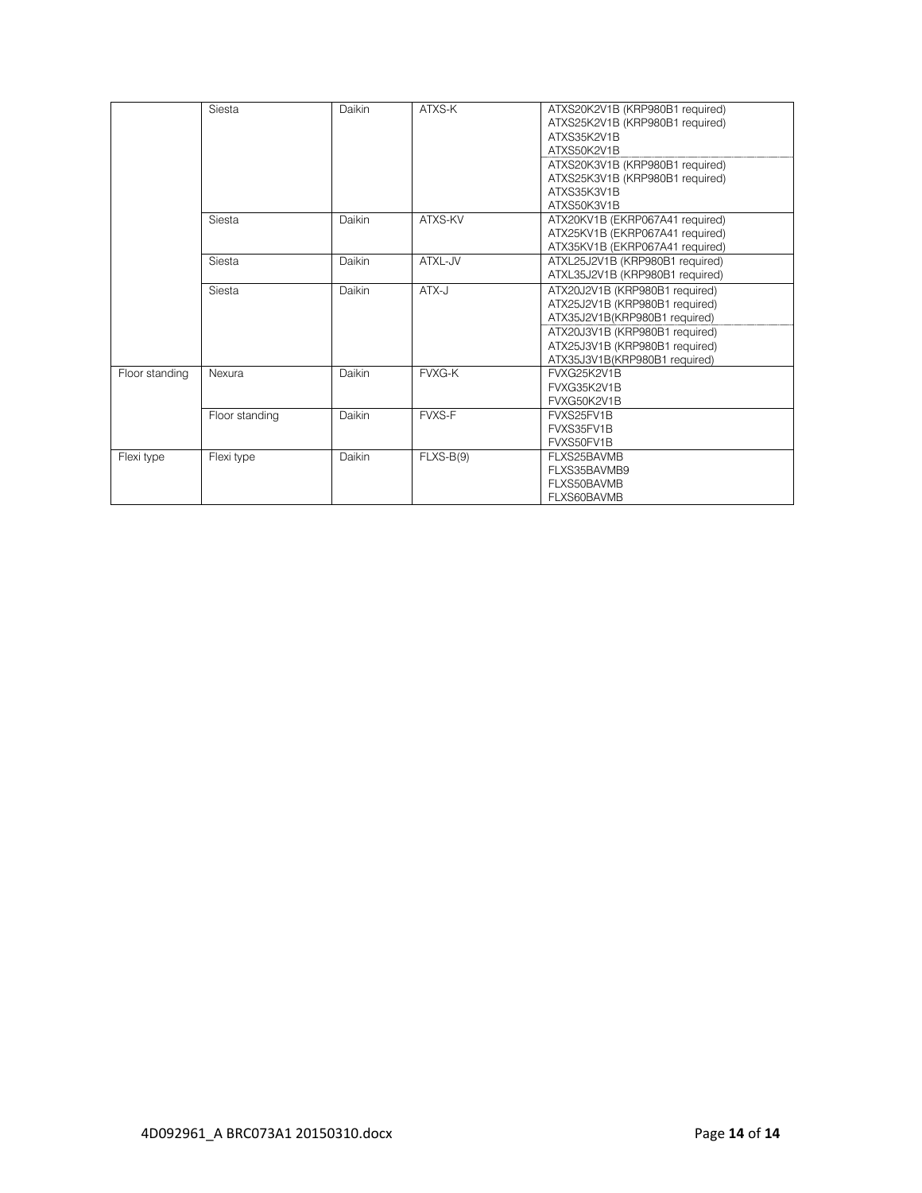| | | | | |
|---|---|---|---|---|
| | Siesta | Daikin | ATXS-K | ATXS20K2V1B (KRP980B1 required)<br>ATXS25K2V1B (KRP980B1 required)<br>ATXS35K2V1B<br>ATXS50K2V1B<br>ATXS20K3V1B (KRP980B1 required)<br>ATXS25K3V1B (KRP980B1 required)<br>ATXS35K3V1B<br>ATXS50K3V1B |
| | Siesta | Daikin | ATXS-KV | ATX20KV1B (EKRP067A41 required)<br>ATX25KV1B (EKRP067A41 required)<br>ATX35KV1B (EKRP067A41 required) |
| | Siesta | Daikin | ATXL-JV | ATXL25J2V1B (KRP980B1 required)<br>ATXL35J2V1B (KRP980B1 required) |
| | Siesta | Daikin | ATX-J | ATX20J2V1B (KRP980B1 required)<br>ATX25J2V1B (KRP980B1 required)<br>ATX35J2V1B(KRP980B1 required)<br>ATX20J3V1B (KRP980B1 required)<br>ATX25J3V1B (KRP980B1 required)<br>ATX35J3V1B(KRP980B1 required) |
| Floor standing | Nexura | Daikin | FVXG-K | FVXG25K2V1B<br>FVXG35K2V1B<br>FVXG50K2V1B |
| | Floor standing | Daikin | FVXS-F | FVXS25FV1B<br>FVXS35FV1B<br>FVXS50FV1B |
| Flexi type | Flexi type | Daikin | FLXS-B(9) | FLXS25BAVMB<br>FLXS35BAVMB9<br>FLXS50BAVMB<br>FLXS60BAVMB |